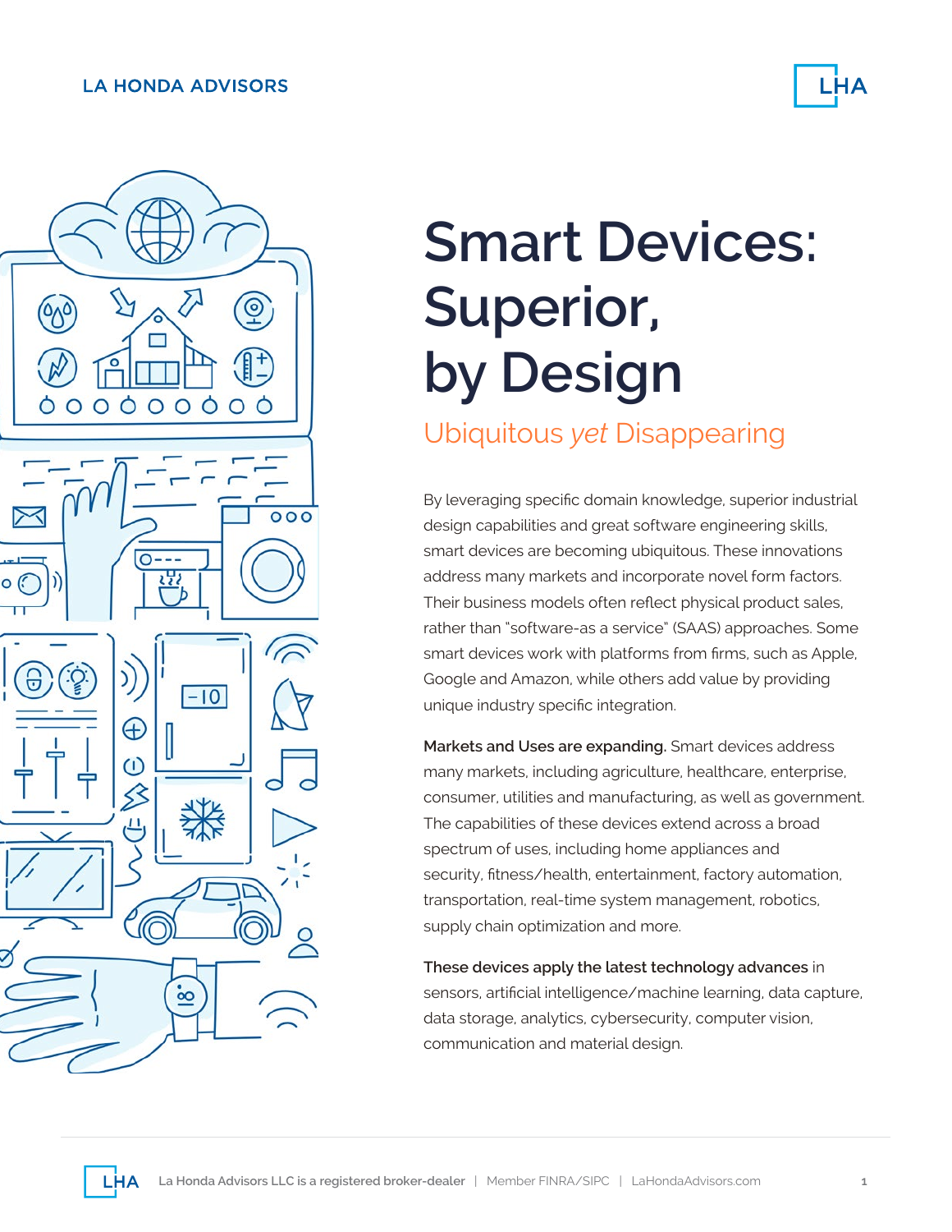# Smart Devices: Superior, by Design

## Ubiquitous *yet* Disappearing

By leveraging specific domain knowledge, superior industrial design capabilities and great software engineering skills, smart devices are becoming ubiquitous. These innovations address many markets and incorporate novel form factors. Their business models often reflect physical product sales, rather than "software-as a service" (SAAS) approaches. Some smart devices work with platforms from firms, such as Apple, Google and Amazon, while others add value by providing unique industry specific integration.

**Markets and Uses are expanding.** Smart devices address many markets, including agriculture, healthcare, enterprise, consumer, utilities and manufacturing, as well as government. The capabilities of these devices extend across a broad spectrum of uses, including home appliances and security, fitness/health, entertainment, factory automation, transportation, real-time system management, robotics, supply chain optimization and more.

**These devices apply the latest technology advances** in sensors, artificial intelligence/machine learning, data capture, data storage, analytics, cybersecurity, computer vision, communication and material design.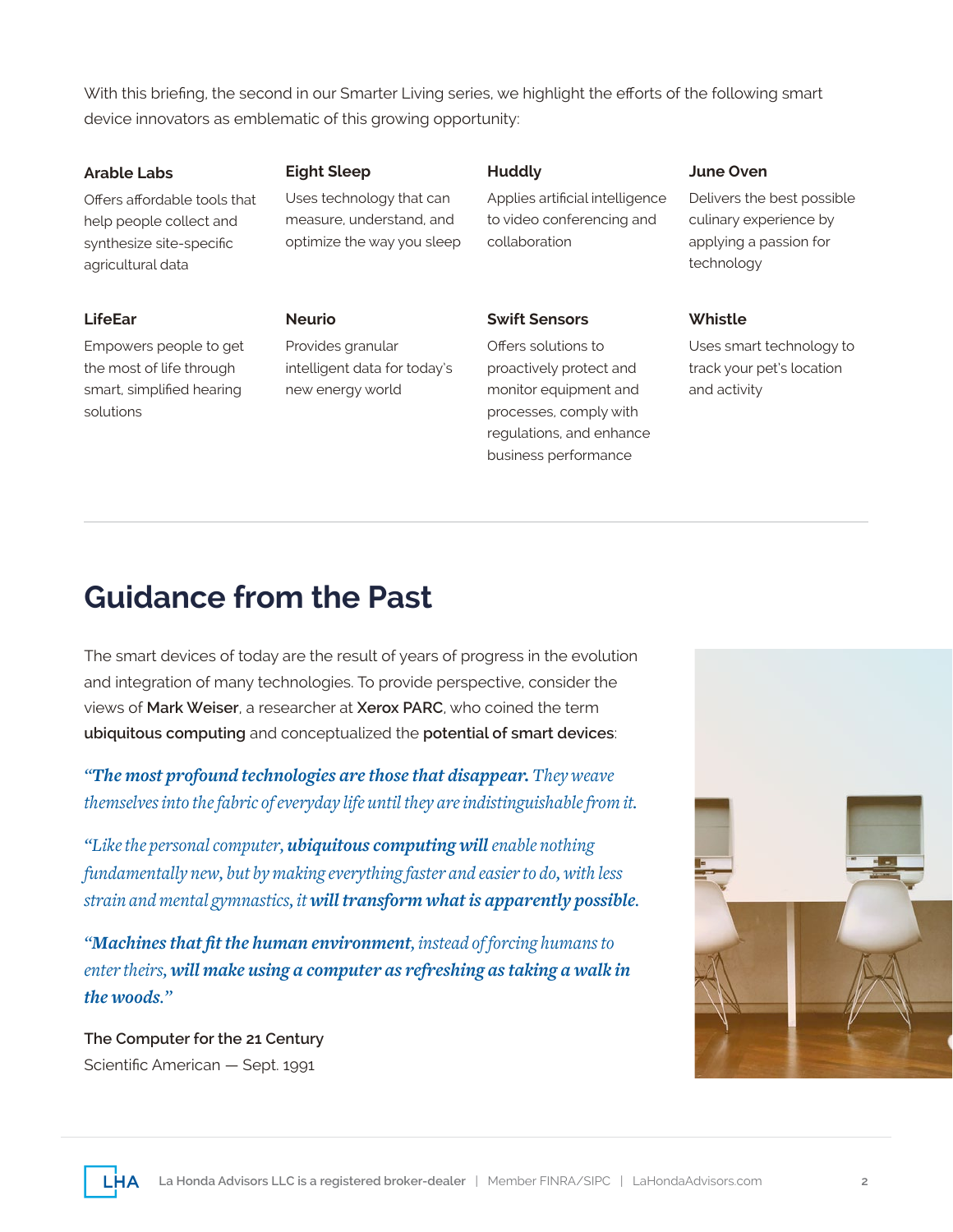With this briefing, the second in our Smarter Living series, we highlight the efforts of the following smart device innovators as emblematic of this growing opportunity:

**Arable Labs**
Offers affordable tools that help people collect and synthesize site-specific agricultural data

**Eight Sleep**
Uses technology that can measure, understand, and optimize the way you sleep

**Huddly**
Applies artificial intelligence to video conferencing and collaboration

**June Oven**
Delivers the best possible culinary experience by applying a passion for technology

**LifeEar**
Empowers people to get the most of life through smart, simplified hearing solutions

**Neurio**
Provides granular intelligent data for today's new energy world

**Swift Sensors**
Offers solutions to proactively protect and monitor equipment and processes, comply with regulations, and enhance business performance

**Whistle**
Uses smart technology to track your pet's location and activity

---

## Guidance from the Past

The smart devices of today are the result of years of progress in the evolution and integration of many technologies. To provide perspective, consider the views of **Mark Weiser**, a researcher at **Xerox PARC**, who coined the term **ubiquitous computing** and conceptualized the **potential of smart devices**:

*"**The most profound technologies are those that disappear.** They weave themselves into the fabric of everyday life until they are indistinguishable from it.*

*"Like the personal computer, **ubiquitous computing will** enable nothing fundamentally new, but by making everything faster and easier to do, with less strain and mental gymnastics, it **will transform what is apparently possible.***

*"**Machines that fit the human environment,** instead of forcing humans to enter theirs, **will make using a computer as refreshing as taking a walk in the woods.**"*

The Computer for the 21 Century
Scientific American — Sept. 1991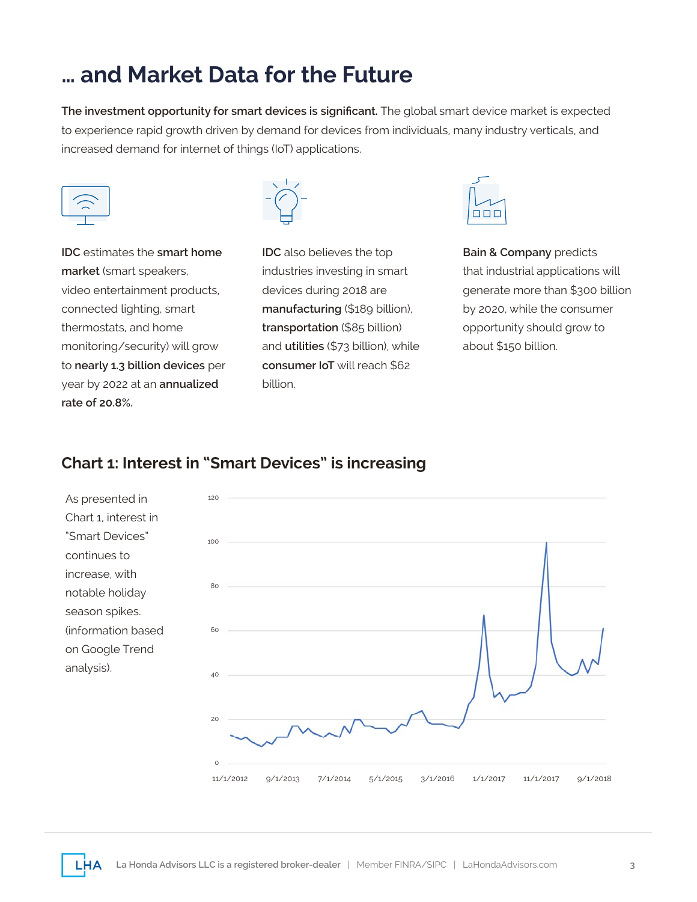# ... and Market Data for the Future

**The investment opportunity for smart devices is significant.** The global smart device market is expected to experience rapid growth driven by demand for devices from individuals, many industry verticals, and increased demand for internet of things (IoT) applications.

**IDC** estimates the **smart home market** (smart speakers, video entertainment products, connected lighting, smart thermostats, and home monitoring/security) will grow to **nearly 1.3 billion devices** per year by 2022 at an **annualized rate of 20.8%.**

**IDC** also believes the top industries investing in smart devices during 2018 are **manufacturing** ($189 billion), **transportation** ($85 billion) and **utilities** ($73 billion), while **consumer IoT** will reach $62 billion.

**Bain & Company** predicts that industrial applications will generate more than $300 billion by 2020, while the consumer opportunity should grow to about $150 billion.

## Chart 1: Interest in "Smart Devices" is increasing

As presented in Chart 1, interest in "Smart Devices" continues to increase, with notable holiday season spikes. (information based on Google Trend analysis).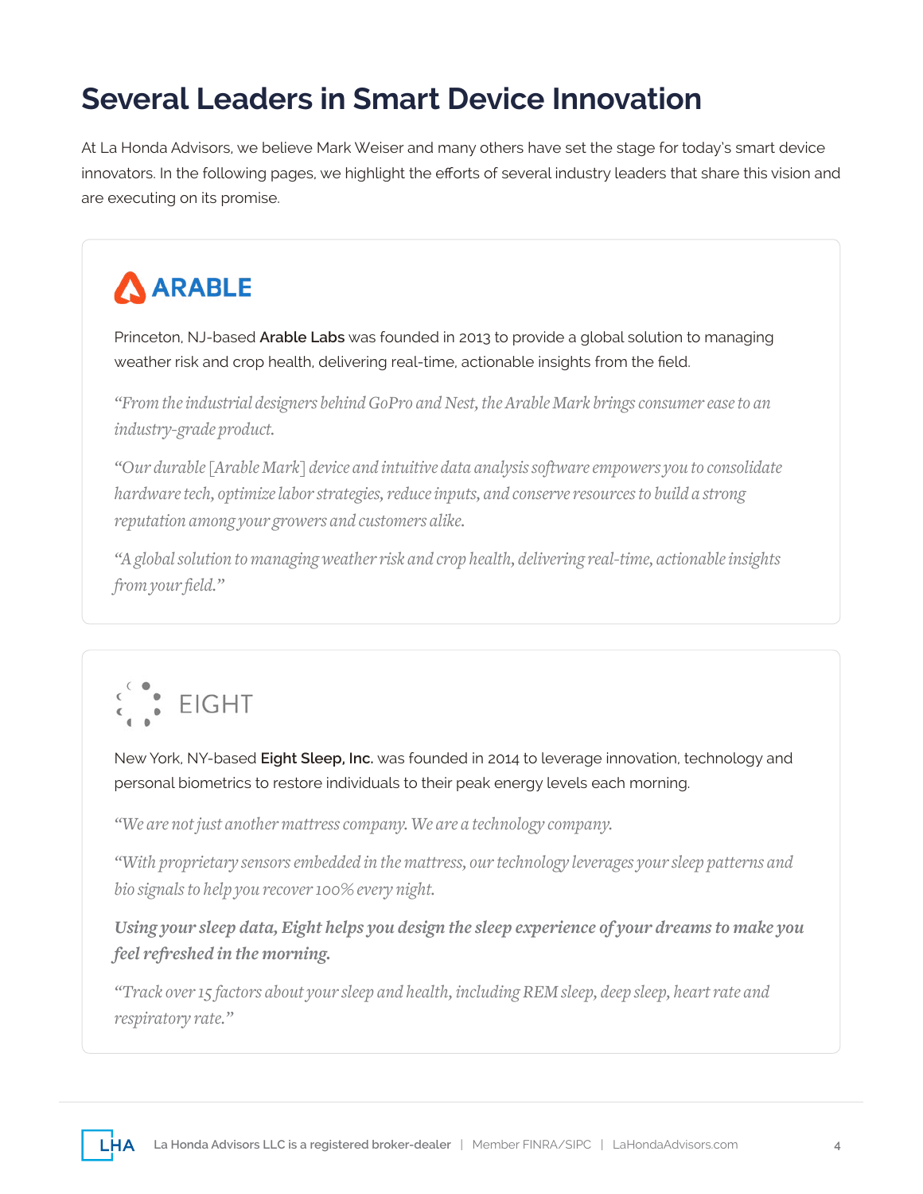# Several Leaders in Smart Device Innovation

At La Honda Advisors, we believe Mark Weiser and many others have set the stage for today's smart device innovators. In the following pages, we highlight the efforts of several industry leaders that share this vision and are executing on its promise.

## ARABLE

Princeton, NJ-based **Arable Labs** was founded in 2013 to provide a global solution to managing weather risk and crop health, delivering real-time, actionable insights from the field.

*"From the industrial designers behind GoPro and Nest, the Arable Mark brings consumer ease to an industry-grade product.*

*"Our durable [Arable Mark] device and intuitive data analysis software empowers you to consolidate hardware tech, optimize labor strategies, reduce inputs, and conserve resources to build a strong reputation among your growers and customers alike.*

*"A global solution to managing weather risk and crop health, delivering real-time, actionable insights from your field."*

## EIGHT

New York, NY-based **Eight Sleep, Inc.** was founded in 2014 to leverage innovation, technology and personal biometrics to restore individuals to their peak energy levels each morning.

*"We are not just another mattress company. We are a technology company.*

*"With proprietary sensors embedded in the mattress, our technology leverages your sleep patterns and bio signals to help you recover 100% every night.*

***Using your sleep data, Eight helps you design the sleep experience of your dreams to make you feel refreshed in the morning.***

*"Track over 15 factors about your sleep and health, including REM sleep, deep sleep, heart rate and respiratory rate."*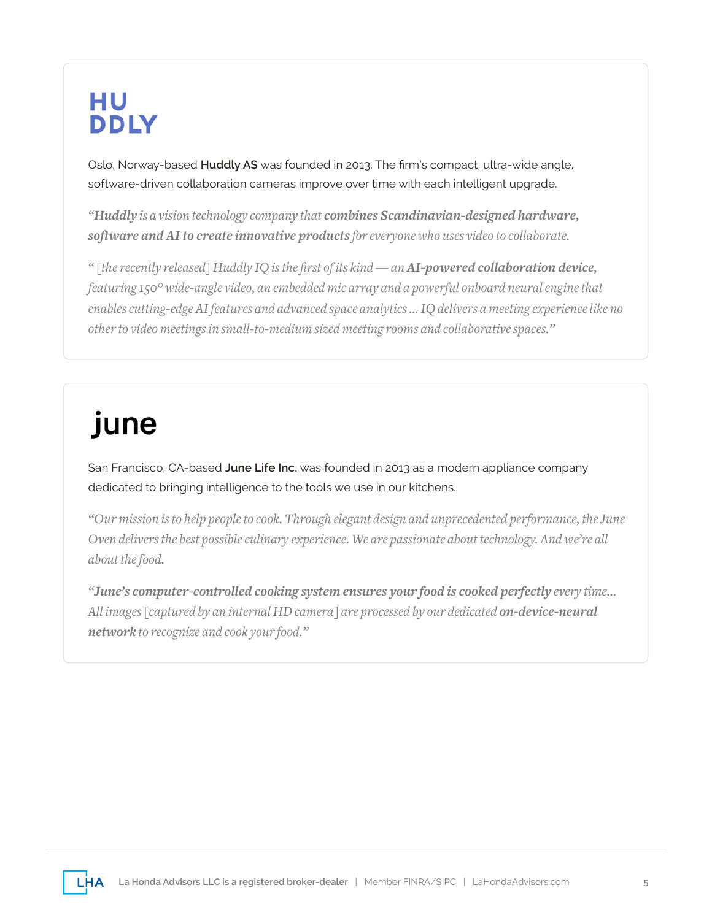## HUDDLY

Oslo, Norway-based **Huddly AS** was founded in 2013. The firm's compact, ultra-wide angle, software-driven collaboration cameras improve over time with each intelligent upgrade.

*"**Huddly** is a vision technology company that **combines Scandinavian-designed hardware, software and AI to create innovative products** for everyone who uses video to collaborate.*

*" [the recently released] Huddly IQ is the first of its kind — an **AI-powered collaboration device,** featuring 150° wide-angle video, an embedded mic array and a powerful onboard neural engine that enables cutting-edge AI features and advanced space analytics ... IQ delivers a meeting experience like no other to video meetings in small-to-medium sized meeting rooms and collaborative spaces."*

## june

San Francisco, CA-based **June Life Inc.** was founded in 2013 as a modern appliance company dedicated to bringing intelligence to the tools we use in our kitchens.

*"Our mission is to help people to cook. Through elegant design and unprecedented performance, the June Oven delivers the best possible culinary experience. We are passionate about technology. And we're all about the food.*

*"**June's computer-controlled cooking system ensures your food is cooked perfectly** every time... All images [captured by an internal HD camera] are processed by our dedicated **on-device-neural network** to recognize and cook your food."*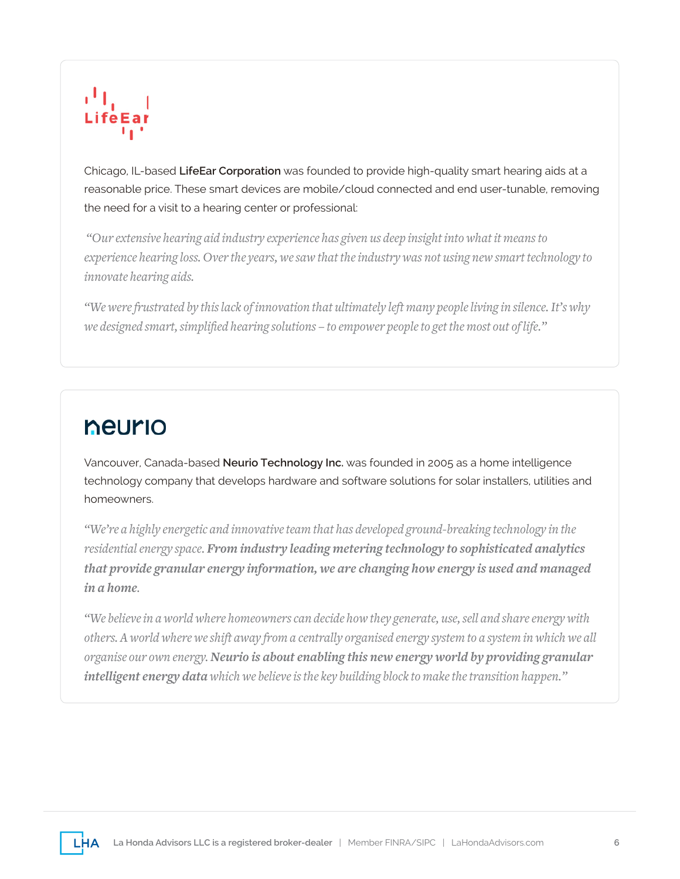## LifeEar

Chicago, IL-based **LifeEar Corporation** was founded to provide high-quality smart hearing aids at a reasonable price. These smart devices are mobile/cloud connected and end user-tunable, removing the need for a visit to a hearing center or professional:

*"Our extensive hearing aid industry experience has given us deep insight into what it means to experience hearing loss. Over the years, we saw that the industry was not using new smart technology to innovate hearing aids.*

*"We were frustrated by this lack of innovation that ultimately left many people living in silence. It's why we designed smart, simplified hearing solutions – to empower people to get the most out of life."*

## neurio

Vancouver, Canada-based **Neurio Technology Inc.** was founded in 2005 as a home intelligence technology company that develops hardware and software solutions for solar installers, utilities and homeowners.

*"We're a highly energetic and innovative team that has developed ground-breaking technology in the residential energy space.* ***From industry leading metering technology to sophisticated analytics that provide granular energy information, we are changing how energy is used and managed in a home.***

*"We believe in a world where homeowners can decide how they generate, use, sell and share energy with others. A world where we shift away from a centrally organised energy system to a system in which we all organise our own energy.* ***Neurio is about enabling this new energy world by providing granular intelligent energy data*** *which we believe is the key building block to make the transition happen."*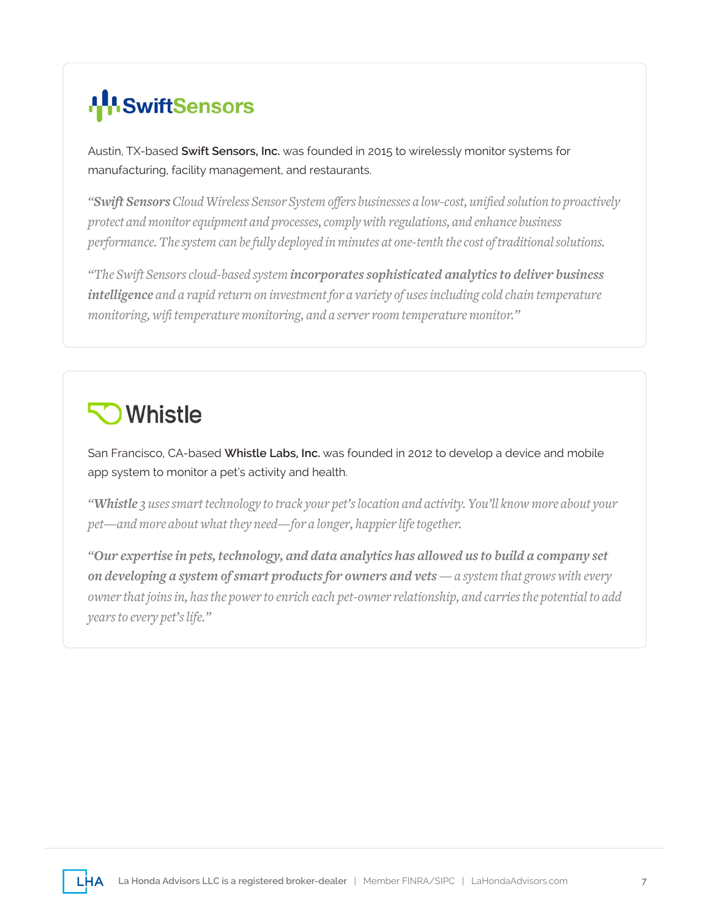## SwiftSensors

Austin, TX-based **Swift Sensors, Inc.** was founded in 2015 to wirelessly monitor systems for manufacturing, facility management, and restaurants.

*"**Swift Sensors** Cloud Wireless Sensor System offers businesses a low-cost, unified solution to proactively protect and monitor equipment and processes, comply with regulations, and enhance business performance. The system can be fully deployed in minutes at one-tenth the cost of traditional solutions.*

*"The Swift Sensors cloud-based system **incorporates sophisticated analytics to deliver business intelligence** and a rapid return on investment for a variety of uses including cold chain temperature monitoring, wifi temperature monitoring, and a server room temperature monitor."*

## Whistle

San Francisco, CA-based **Whistle Labs, Inc.** was founded in 2012 to develop a device and mobile app system to monitor a pet's activity and health.

*"**Whistle** 3 uses smart technology to track your pet's location and activity. You'll know more about your pet—and more about what they need—for a longer, happier life together.*

*"**Our expertise in pets, technology, and data analytics has allowed us to build a company set on developing a system of smart products for owners and vets** — a system that grows with every owner that joins in, has the power to enrich each pet-owner relationship, and carries the potential to add years to every pet's life."*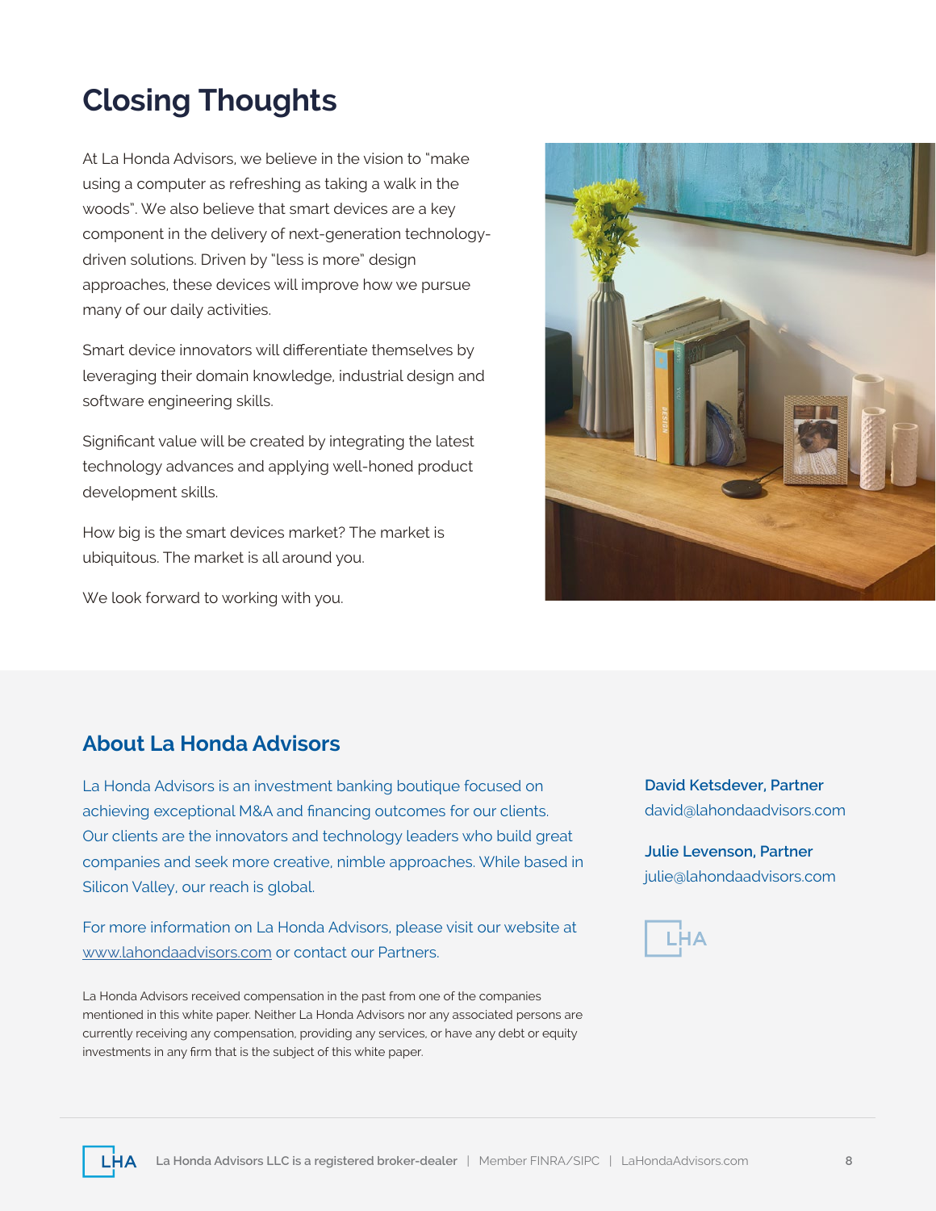# Closing Thoughts

At La Honda Advisors, we believe in the vision to "make using a computer as refreshing as taking a walk in the woods". We also believe that smart devices are a key component in the delivery of next-generation technology-driven solutions. Driven by "less is more" design approaches, these devices will improve how we pursue many of our daily activities.

Smart device innovators will differentiate themselves by leveraging their domain knowledge, industrial design and software engineering skills.

Significant value will be created by integrating the latest technology advances and applying well-honed product development skills.

How big is the smart devices market? The market is ubiquitous. The market is all around you.

We look forward to working with you.

## About La Honda Advisors

La Honda Advisors is an investment banking boutique focused on achieving exceptional M&A and financing outcomes for our clients. Our clients are the innovators and technology leaders who build great companies and seek more creative, nimble approaches. While based in Silicon Valley, our reach is global.

For more information on La Honda Advisors, please visit our website at www.lahondaadvisors.com or contact our Partners.

**David Ketsdever, Partner**
david@lahondaadvisors.com

**Julie Levenson, Partner**
julie@lahondaadvisors.com

La Honda Advisors received compensation in the past from one of the companies mentioned in this white paper. Neither La Honda Advisors nor any associated persons are currently receiving any compensation, providing any services, or have any debt or equity investments in any firm that is the subject of this white paper.

La Honda Advisors LLC is a registered broker-dealer | Member FINRA/SIPC | LaHondaAdvisors.com